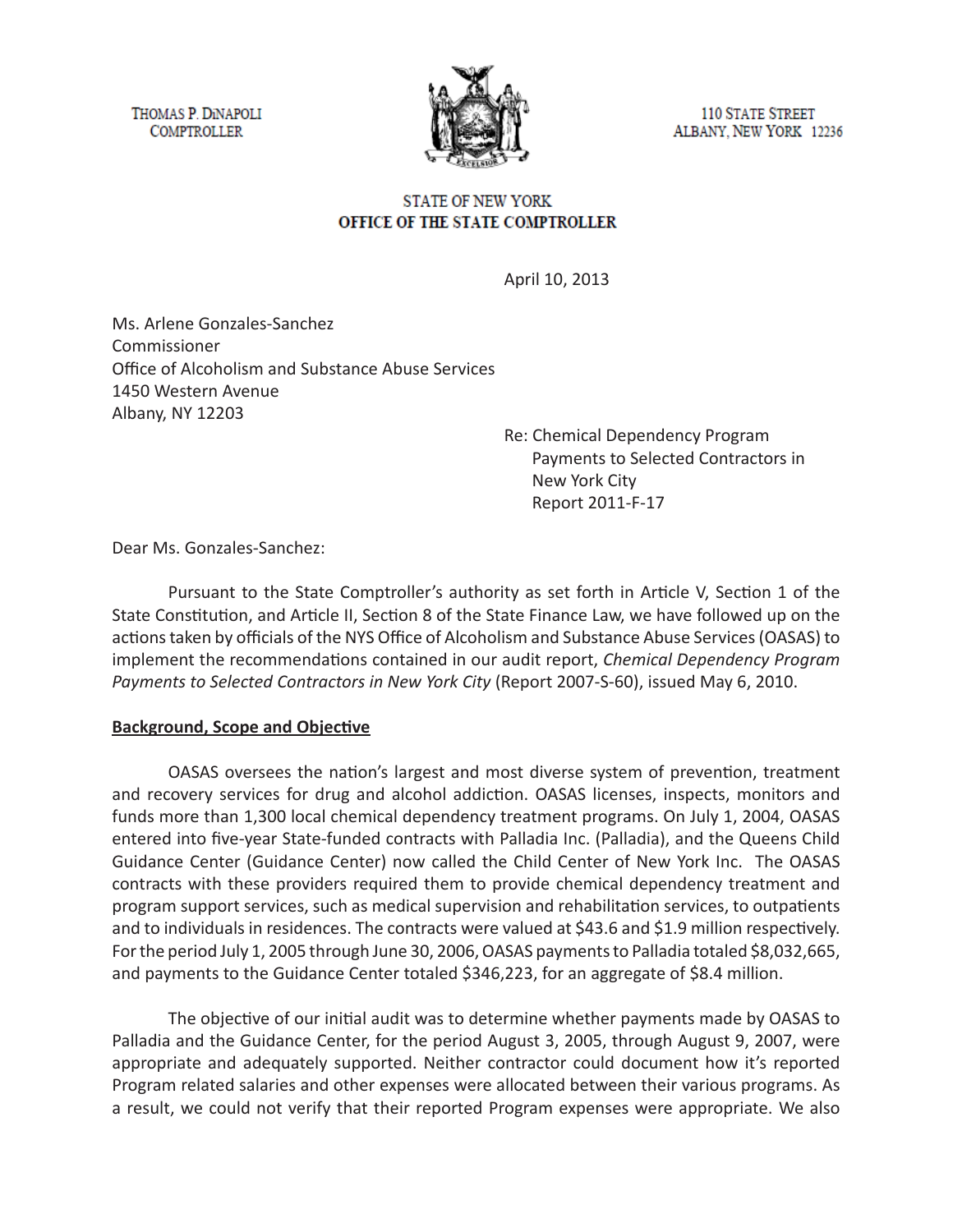THOMAS P. DiNAPOLI
COMPTROLLER

110 STATE STREET
ALBANY, NEW YORK 12236

STATE OF NEW YORK
**OFFICE OF THE STATE COMPTROLLER**

April 10, 2013

Ms. Arlene Gonzales-Sanchez
Commissioner
Office of Alcoholism and Substance Abuse Services
1450 Western Avenue
Albany, NY 12203

Re: Chemical Dependency Program
Payments to Selected Contractors in
New York City
Report 2011-F-17

Dear Ms. Gonzales-Sanchez:

Pursuant to the State Comptroller's authority as set forth in Article V, Section 1 of the State Constitution, and Article II, Section 8 of the State Finance Law, we have followed up on the actions taken by officials of the NYS Office of Alcoholism and Substance Abuse Services (OASAS) to implement the recommendations contained in our audit report, *Chemical Dependency Program Payments to Selected Contractors in New York City* (Report 2007-S-60), issued May 6, 2010.

**Background, Scope and Objective**

OASAS oversees the nation's largest and most diverse system of prevention, treatment and recovery services for drug and alcohol addiction. OASAS licenses, inspects, monitors and funds more than 1,300 local chemical dependency treatment programs. On July 1, 2004, OASAS entered into five-year State-funded contracts with Palladia Inc. (Palladia), and the Queens Child Guidance Center (Guidance Center) now called the Child Center of New York Inc. The OASAS contracts with these providers required them to provide chemical dependency treatment and program support services, such as medical supervision and rehabilitation services, to outpatients and to individuals in residences. The contracts were valued at $43.6 and $1.9 million respectively. For the period July 1, 2005 through June 30, 2006, OASAS payments to Palladia totaled $8,032,665, and payments to the Guidance Center totaled $346,223, for an aggregate of $8.4 million.

The objective of our initial audit was to determine whether payments made by OASAS to Palladia and the Guidance Center, for the period August 3, 2005, through August 9, 2007, were appropriate and adequately supported. Neither contractor could document how it's reported Program related salaries and other expenses were allocated between their various programs. As a result, we could not verify that their reported Program expenses were appropriate. We also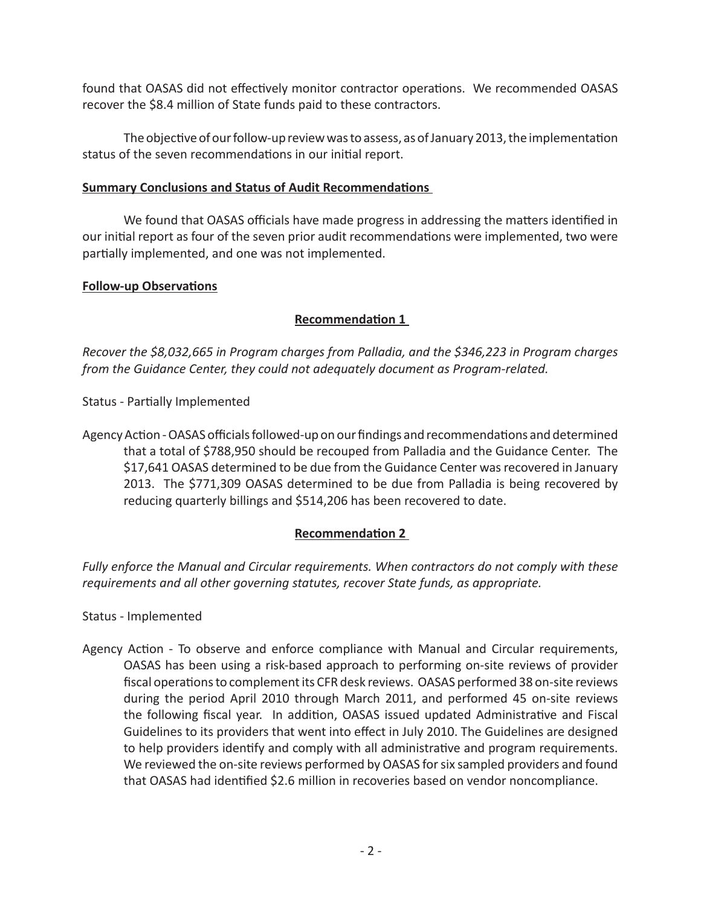found that OASAS did not effectively monitor contractor operations. We recommended OASAS recover the $8.4 million of State funds paid to these contractors.

The objective of our follow-up review was to assess, as of January 2013, the implementation status of the seven recommendations in our initial report.

**Summary Conclusions and Status of Audit Recommendations**

We found that OASAS officials have made progress in addressing the matters identified in our initial report as four of the seven prior audit recommendations were implemented, two were partially implemented, and one was not implemented.

**Follow-up Observations**

**Recommendation 1**

*Recover the $8,032,665 in Program charges from Palladia, and the $346,223 in Program charges from the Guidance Center, they could not adequately document as Program-related.*

Status - Partially Implemented

Agency Action - OASAS officials followed-up on our findings and recommendations and determined that a total of $788,950 should be recouped from Palladia and the Guidance Center. The $17,641 OASAS determined to be due from the Guidance Center was recovered in January 2013. The $771,309 OASAS determined to be due from Palladia is being recovered by reducing quarterly billings and $514,206 has been recovered to date.

**Recommendation 2**

*Fully enforce the Manual and Circular requirements. When contractors do not comply with these requirements and all other governing statutes, recover State funds, as appropriate.*

Status - Implemented

Agency Action - To observe and enforce compliance with Manual and Circular requirements, OASAS has been using a risk-based approach to performing on-site reviews of provider fiscal operations to complement its CFR desk reviews. OASAS performed 38 on-site reviews during the period April 2010 through March 2011, and performed 45 on-site reviews the following fiscal year. In addition, OASAS issued updated Administrative and Fiscal Guidelines to its providers that went into effect in July 2010. The Guidelines are designed to help providers identify and comply with all administrative and program requirements. We reviewed the on-site reviews performed by OASAS for six sampled providers and found that OASAS had identified $2.6 million in recoveries based on vendor noncompliance.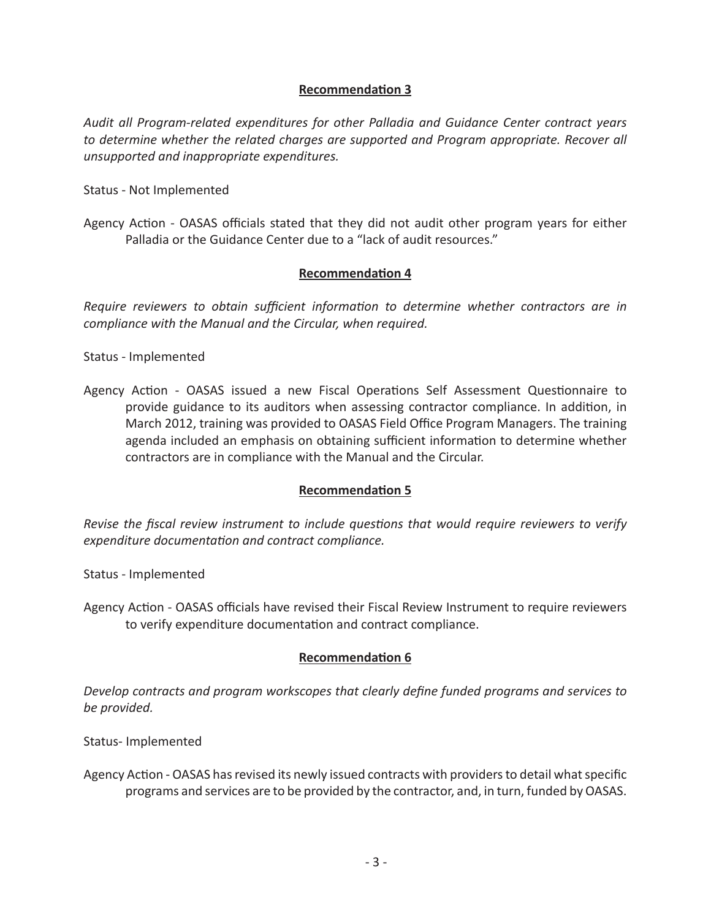**Recommendation 3**

*Audit all Program-related expenditures for other Palladia and Guidance Center contract years to determine whether the related charges are supported and Program appropriate. Recover all unsupported and inappropriate expenditures.*

Status - Not Implemented

Agency Action - OASAS officials stated that they did not audit other program years for either Palladia or the Guidance Center due to a "lack of audit resources."

**Recommendation 4**

*Require reviewers to obtain sufficient information to determine whether contractors are in compliance with the Manual and the Circular, when required.*

Status - Implemented

Agency Action - OASAS issued a new Fiscal Operations Self Assessment Questionnaire to provide guidance to its auditors when assessing contractor compliance. In addition, in March 2012, training was provided to OASAS Field Office Program Managers. The training agenda included an emphasis on obtaining sufficient information to determine whether contractors are in compliance with the Manual and the Circular.

**Recommendation 5**

*Revise the fiscal review instrument to include questions that would require reviewers to verify expenditure documentation and contract compliance.*

Status - Implemented

Agency Action - OASAS officials have revised their Fiscal Review Instrument to require reviewers to verify expenditure documentation and contract compliance.

**Recommendation 6**

*Develop contracts and program workscopes that clearly define funded programs and services to be provided.*

Status- Implemented

Agency Action - OASAS has revised its newly issued contracts with providers to detail what specific programs and services are to be provided by the contractor, and, in turn, funded by OASAS.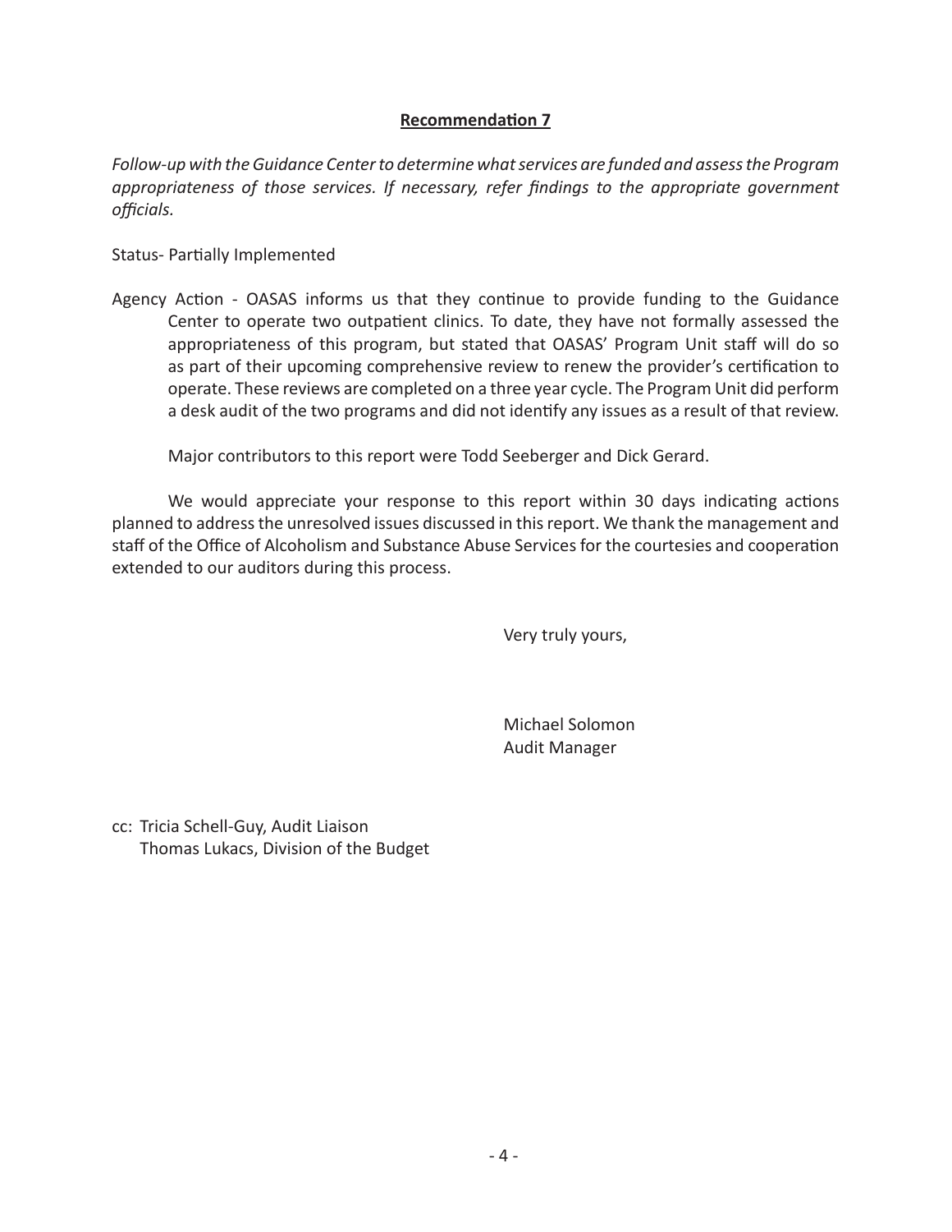**Recommendation 7**

*Follow-up with the Guidance Center to determine what services are funded and assess the Program appropriateness of those services. If necessary, refer findings to the appropriate government officials.*

Status- Partially Implemented

Agency Action - OASAS informs us that they continue to provide funding to the Guidance Center to operate two outpatient clinics. To date, they have not formally assessed the appropriateness of this program, but stated that OASAS' Program Unit staff will do so as part of their upcoming comprehensive review to renew the provider's certification to operate. These reviews are completed on a three year cycle. The Program Unit did perform a desk audit of the two programs and did not identify any issues as a result of that review.

Major contributors to this report were Todd Seeberger and Dick Gerard.

We would appreciate your response to this report within 30 days indicating actions planned to address the unresolved issues discussed in this report. We thank the management and staff of the Office of Alcoholism and Substance Abuse Services for the courtesies and cooperation extended to our auditors during this process.

Very truly yours,

Michael Solomon
Audit Manager

cc: Tricia Schell-Guy, Audit Liaison
Thomas Lukacs, Division of the Budget